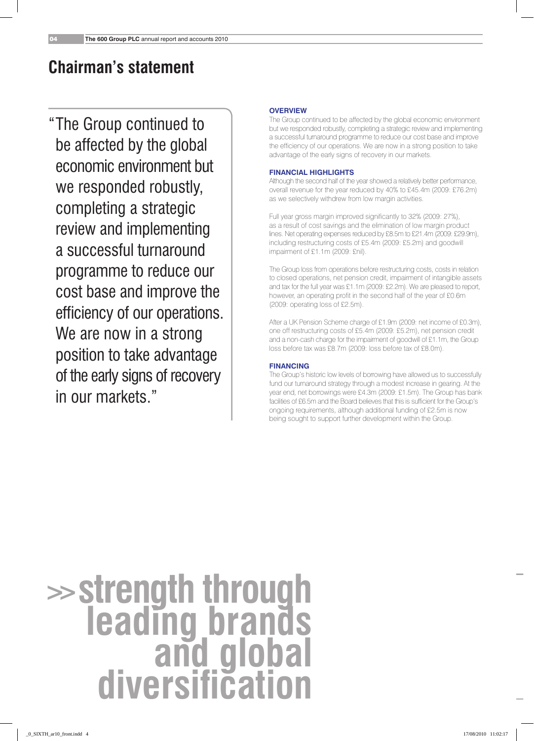# Chairman's statement

"The Group continued to be affected by the global economic environment but we responded robustly, completing a strategic review and implementing a successful turnaround programme to reduce our cost base and improve the efficiency of our operations. We are now in a strong position to take advantage of the early signs of recovery in our markets."

### OVERVIEW

The Group continued to be affected by the global economic environment but we responded robustly, completing a strategic review and implementing a successful turnaround programme to reduce our cost base and improve the efficiency of our operations. We are now in a strong position to take advantage of the early signs of recovery in our markets.

### FINANCIAL HIGHLIGHTS

Although the second half of the year showed a relatively better performance, overall revenue for the year reduced by 40% to £45.4m (2009: £76.2m) as we selectively withdrew from low margin activities.

Full year gross margin improved significantly to 32% (2009: 27%), as a result of cost savings and the elimination of low margin product lines. Net operating expenses reduced by £8.5m to £21.4m (2009: £29.9m), including restructuring costs of £5.4m (2009: £5.2m) and goodwill impairment of £1.1m (2009: £nil).

The Group loss from operations before restructuring costs, costs in relation to closed operations, net pension credit, impairment of intangible assets and tax for the full year was £1.1m (2009: £2.2m). We are pleased to report, however, an operating profit in the second half of the year of £0.6m (2009: operating loss of £2.5m).

After a UK Pension Scheme charge of £1.9m (2009: net income of £0.3m), one off restructuring costs of £5.4m (2009: £5.2m), net pension credit and a non-cash charge for the impairment of goodwill of £1.1m, the Group loss before tax was £8.7m (2009: loss before tax of £8.0m).

### FINANCING

The Group's historic low levels of borrowing have allowed us to successfully fund our turnaround strategy through a modest increase in gearing. At the year end, net borrowings were £4.3m (2009: £1.5m). The Group has bank facilities of £6.5m and the Board believes that this is sufficient for the Group's ongoing requirements, although additional funding of £2.5m is now being sought to support further development within the Group.

>> strength through leading brands and global diversification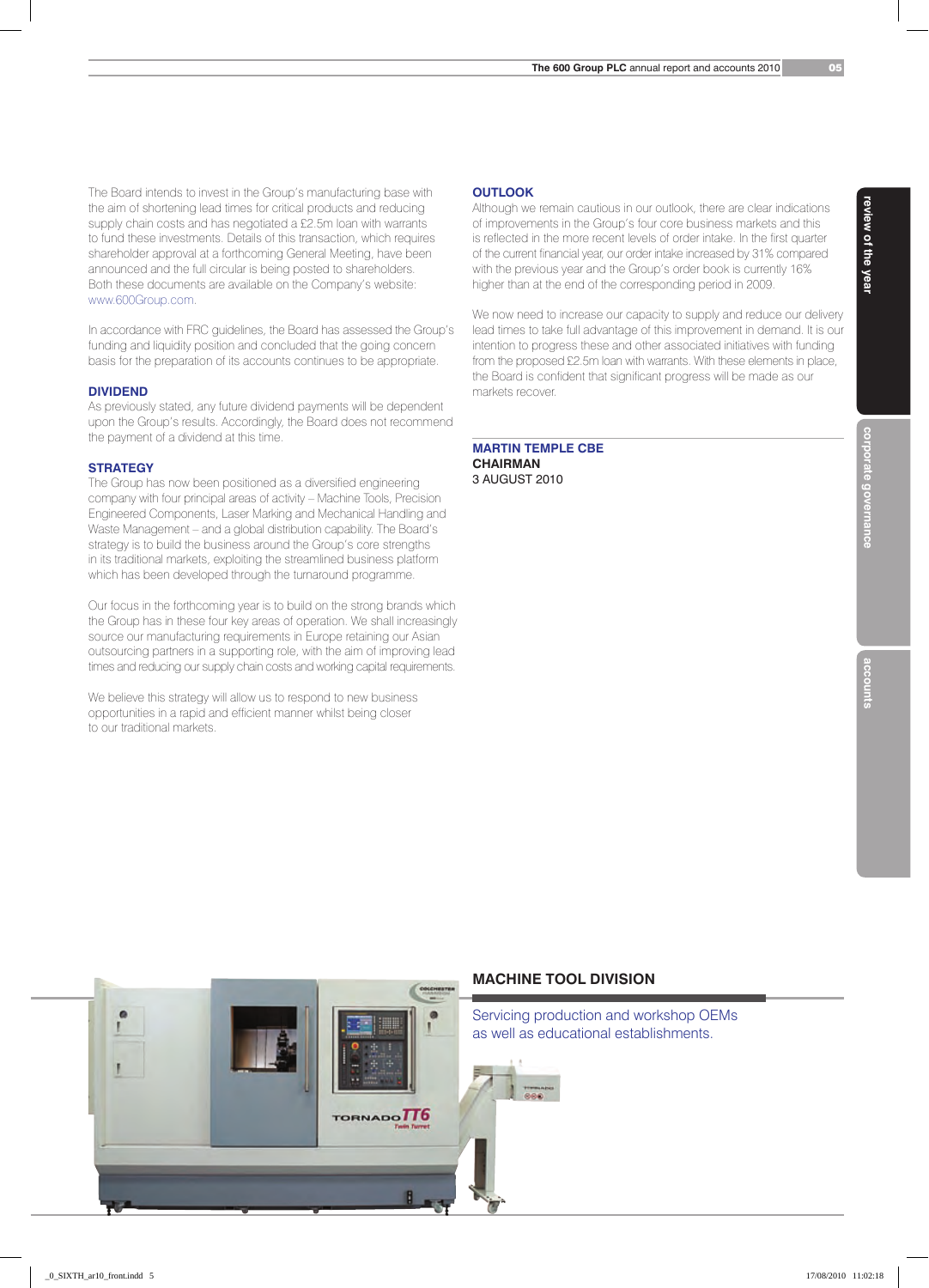The Board intends to invest in the Group's manufacturing base with the aim of shortening lead times for critical products and reducing supply chain costs and has negotiated a £2.5m loan with warrants to fund these investments. Details of this transaction, which requires shareholder approval at a forthcoming General Meeting, have been announced and the full circular is being posted to shareholders. Both these documents are available on the Company's website: www.600Group.com.

In accordance with FRC guidelines, the Board has assessed the Group's funding and liquidity position and concluded that the going concern basis for the preparation of its accounts continues to be appropriate.

## DIVIDEND

As previously stated, any future dividend payments will be dependent upon the Group's results. Accordingly, the Board does not recommend the payment of a dividend at this time.

## STRATEGY

The Group has now been positioned as a diversified engineering company with four principal areas of activity – Machine Tools, Precision Engineered Components, Laser Marking and Mechanical Handling and Waste Management – and a global distribution capability. The Board's strategy is to build the business around the Group's core strengths in its traditional markets, exploiting the streamlined business platform which has been developed through the turnaround programme.

Our focus in the forthcoming year is to build on the strong brands which the Group has in these four key areas of operation. We shall increasingly source our manufacturing requirements in Europe retaining our Asian outsourcing partners in a supporting role, with the aim of improving lead times and reducing our supply chain costs and working capital requirements.

We believe this strategy will allow us to respond to new business opportunities in a rapid and efficient manner whilst being closer to our traditional markets.

## OUTLOOK

Although we remain cautious in our outlook, there are clear indications of improvements in the Group's four core business markets and this is reflected in the more recent levels of order intake. In the first quarter of the current financial year, our order intake increased by 31% compared with the previous year and the Group's order book is currently 16% higher than at the end of the corresponding period in 2009.

We now need to increase our capacity to supply and reduce our delivery lead times to take full advantage of this improvement in demand. It is our intention to progress these and other associated initiatives with funding from the proposed £2.5m loan with warrants. With these elements in place, the Board is confident that significant progress will be made as our markets recover.

**MARTIN TEMPLE CBE**
**CHAIRMAN**
3 AUGUST 2010

## MACHINE TOOL DIVISION

Servicing production and workshop OEMs as well as educational establishments.